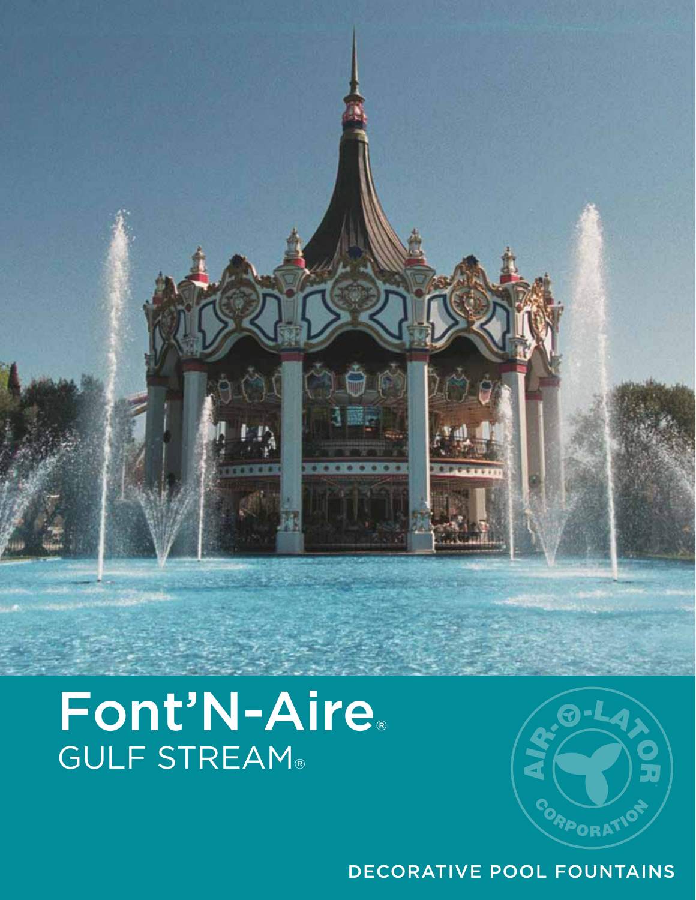# Font'N-Aire®

## GULF STREAM®

AIR-O-LATOR CORPORATION

DECORATIVE POOL FOUNTAINS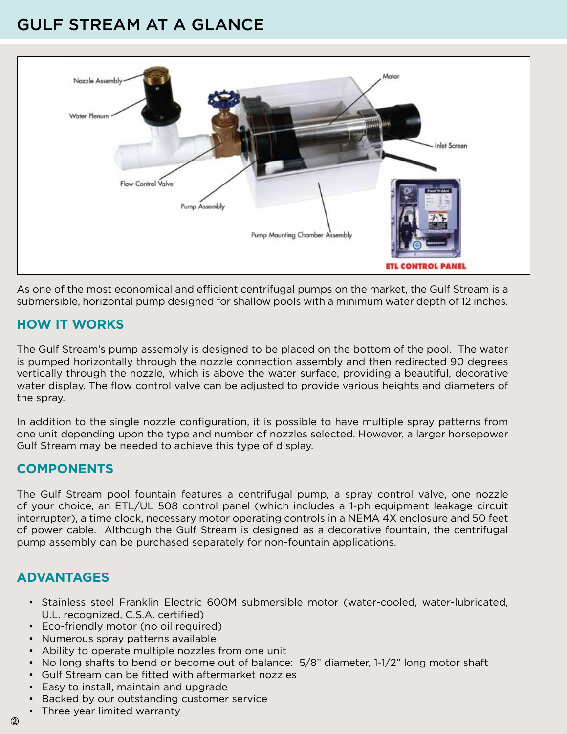# GULF STREAM AT A GLANCE

As one of the most economical and efficient centrifugal pumps on the market, the Gulf Stream is a submersible, horizontal pump designed for shallow pools with a minimum water depth of 12 inches.

## HOW IT WORKS

The Gulf Stream's pump assembly is designed to be placed on the bottom of the pool. The water is pumped horizontally through the nozzle connection assembly and then redirected 90 degrees vertically through the nozzle, which is above the water surface, providing a beautiful, decorative water display. The flow control valve can be adjusted to provide various heights and diameters of the spray.

In addition to the single nozzle configuration, it is possible to have multiple spray patterns from one unit depending upon the type and number of nozzles selected. However, a larger horsepower Gulf Stream may be needed to achieve this type of display.

## COMPONENTS

The Gulf Stream pool fountain features a centrifugal pump, a spray control valve, one nozzle of your choice, an ETL/UL 508 control panel (which includes a 1-ph equipment leakage circuit interrupter), a time clock, necessary motor operating controls in a NEMA 4X enclosure and 50 feet of power cable. Although the Gulf Stream is designed as a decorative fountain, the centrifugal pump assembly can be purchased separately for non-fountain applications.

## ADVANTAGES

- Stainless steel Franklin Electric 600M submersible motor (water-cooled, water-lubricated, U.L. recognized, C.S.A. certified)
- Eco-friendly motor (no oil required)
- Numerous spray patterns available
- Ability to operate multiple nozzles from one unit
- No long shafts to bend or become out of balance: 5/8" diameter, 1-1/2" long motor shaft
- Gulf Stream can be fitted with aftermarket nozzles
- Easy to install, maintain and upgrade
- Backed by our outstanding customer service
- Three year limited warranty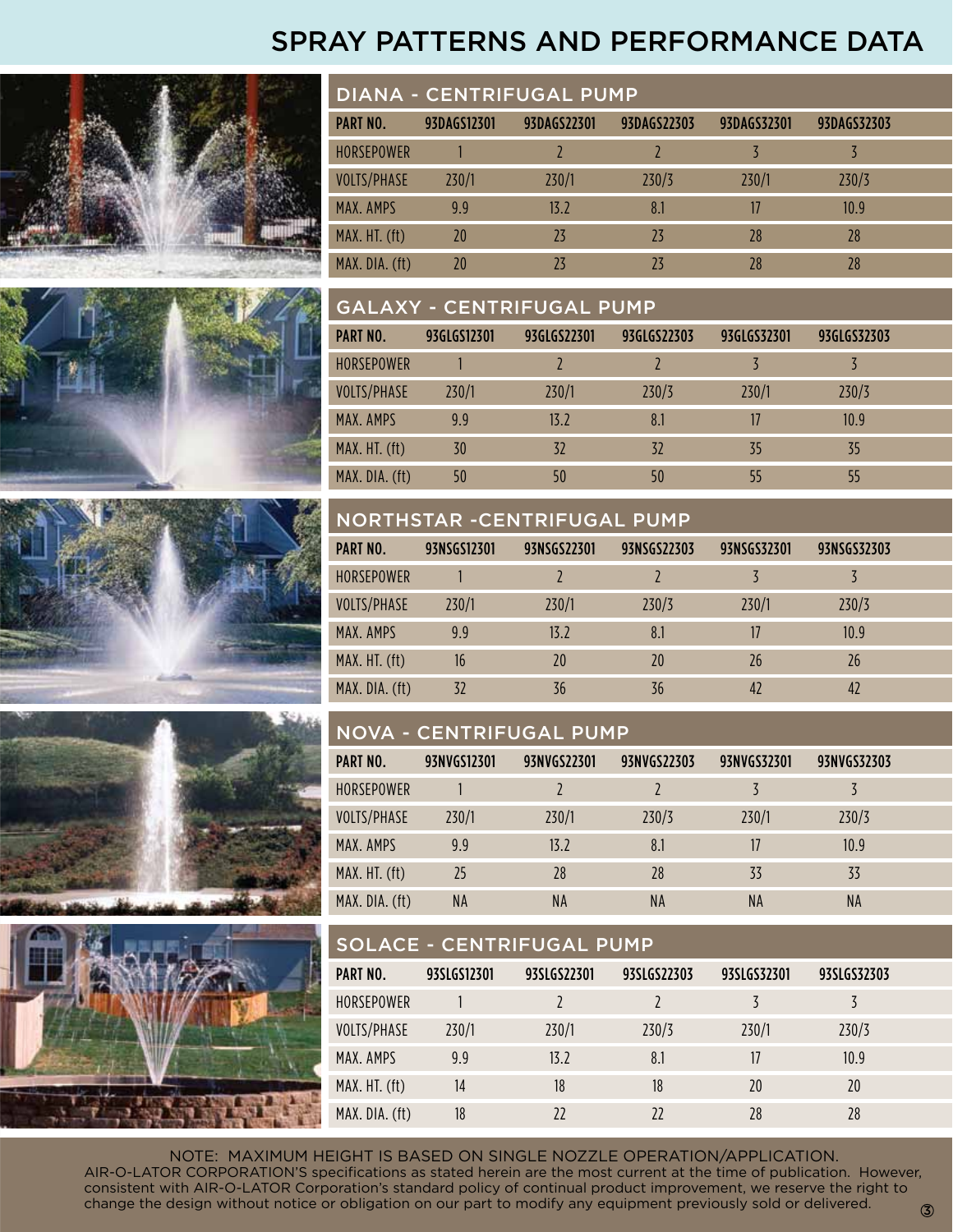# SPRAY PATTERNS AND PERFORMANCE DATA

## DIANA - CENTRIFUGAL PUMP

| PART NO. | 93DAGS12301 | 93DAGS22301 | 93DAGS22303 | 93DAGS32301 | 93DAGS32303 |
|---|---|---|---|---|---|
| HORSEPOWER | 1 | 2 | 2 | 3 | 3 |
| VOLTS/PHASE | 230/1 | 230/1 | 230/3 | 230/1 | 230/3 |
| MAX. AMPS | 9.9 | 13.2 | 8.1 | 17 | 10.9 |
| MAX. HT. (ft) | 20 | 23 | 23 | 28 | 28 |
| MAX. DIA. (ft) | 20 | 23 | 23 | 28 | 28 |

## GALAXY - CENTRIFUGAL PUMP

| PART NO. | 93GLGS12301 | 93GLGS22301 | 93GLGS22303 | 93GLGS32301 | 93GLGS32303 |
|---|---|---|---|---|---|
| HORSEPOWER | 1 | 2 | 2 | 3 | 3 |
| VOLTS/PHASE | 230/1 | 230/1 | 230/3 | 230/1 | 230/3 |
| MAX. AMPS | 9.9 | 13.2 | 8.1 | 17 | 10.9 |
| MAX. HT. (ft) | 30 | 32 | 32 | 35 | 35 |
| MAX. DIA. (ft) | 50 | 50 | 50 | 55 | 55 |

## NORTHSTAR -CENTRIFUGAL PUMP

| PART NO. | 93NSGS12301 | 93NSGS22301 | 93NSGS22303 | 93NSGS32301 | 93NSGS32303 |
|---|---|---|---|---|---|
| HORSEPOWER | 1 | 2 | 2 | 3 | 3 |
| VOLTS/PHASE | 230/1 | 230/1 | 230/3 | 230/1 | 230/3 |
| MAX. AMPS | 9.9 | 13.2 | 8.1 | 17 | 10.9 |
| MAX. HT. (ft) | 16 | 20 | 20 | 26 | 26 |
| MAX. DIA. (ft) | 32 | 36 | 36 | 42 | 42 |

## NOVA - CENTRIFUGAL PUMP

| PART NO. | 93NVGS12301 | 93NVGS22301 | 93NVGS22303 | 93NVGS32301 | 93NVGS32303 |
|---|---|---|---|---|---|
| HORSEPOWER | 1 | 2 | 2 | 3 | 3 |
| VOLTS/PHASE | 230/1 | 230/1 | 230/3 | 230/1 | 230/3 |
| MAX. AMPS | 9.9 | 13.2 | 8.1 | 17 | 10.9 |
| MAX. HT. (ft) | 25 | 28 | 28 | 33 | 33 |
| MAX. DIA. (ft) | NA | NA | NA | NA | NA |

## SOLACE - CENTRIFUGAL PUMP

| PART NO. | 93SLGS12301 | 93SLGS22301 | 93SLGS22303 | 93SLGS32301 | 93SLGS32303 |
|---|---|---|---|---|---|
| HORSEPOWER | 1 | 2 | 2 | 3 | 3 |
| VOLTS/PHASE | 230/1 | 230/1 | 230/3 | 230/1 | 230/3 |
| MAX. AMPS | 9.9 | 13.2 | 8.1 | 17 | 10.9 |
| MAX. HT. (ft) | 14 | 18 | 18 | 20 | 20 |
| MAX. DIA. (ft) | 18 | 22 | 22 | 28 | 28 |

NOTE: MAXIMUM HEIGHT IS BASED ON SINGLE NOZZLE OPERATION/APPLICATION.

AIR-O-LATOR CORPORATION'S specifications as stated herein are the most current at the time of publication. However, consistent with AIR-O-LATOR Corporation's standard policy of continual product improvement, we reserve the right to change the design without notice or obligation on our part to modify any equipment previously sold or delivered.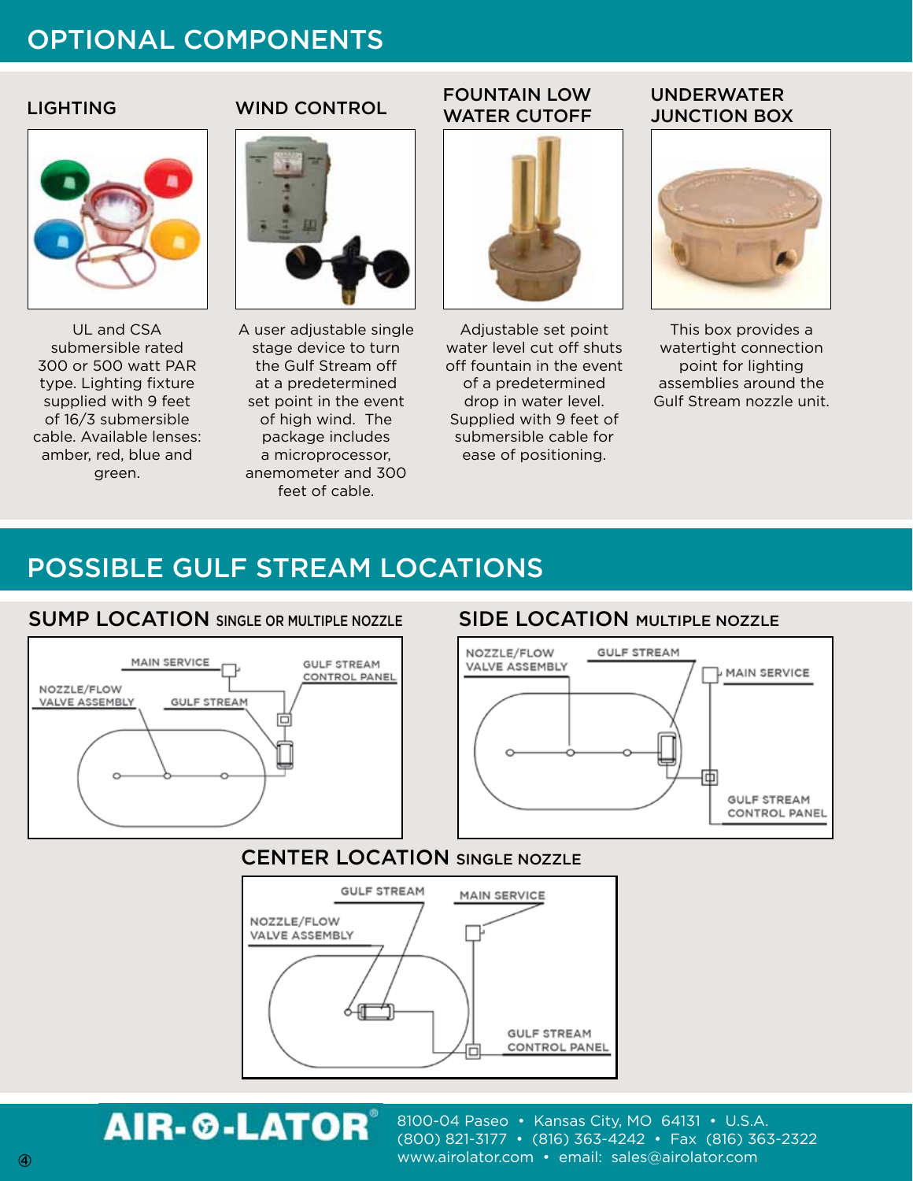# OPTIONAL COMPONENTS

## LIGHTING

UL and CSA submersible rated 300 or 500 watt PAR type. Lighting fixture supplied with 9 feet of 16/3 submersible cable. Available lenses: amber, red, blue and green.

## WIND CONTROL

A user adjustable single stage device to turn the Gulf Stream off at a predetermined set point in the event of high wind. The package includes a microprocessor, anemometer and 300 feet of cable.

## FOUNTAIN LOW WATER CUTOFF

Adjustable set point water level cut off shuts off fountain in the event of a predetermined drop in water level. Supplied with 9 feet of submersible cable for ease of positioning.

## UNDERWATER JUNCTION BOX

This box provides a watertight connection point for lighting assemblies around the Gulf Stream nozzle unit.

# POSSIBLE GULF STREAM LOCATIONS

## SUMP LOCATION SINGLE OR MULTIPLE NOZZLE

MAIN SERVICE
GULF STREAM CONTROL PANEL
NOZZLE/FLOW VALVE ASSEMBLY
GULF STREAM

## SIDE LOCATION MULTIPLE NOZZLE

NOZZLE/FLOW VALVE ASSEMBLY
GULF STREAM
MAIN SERVICE
GULF STREAM CONTROL PANEL

## CENTER LOCATION SINGLE NOZZLE

GULF STREAM
MAIN SERVICE
NOZZLE/FLOW VALVE ASSEMBLY
GULF STREAM CONTROL PANEL

AIR-O-LATOR®

8100-04 Paseo • Kansas City, MO 64131 • U.S.A.
(800) 821-3177 • (816) 363-4242 • Fax (816) 363-2322
www.airolator.com • email: sales@airolator.com